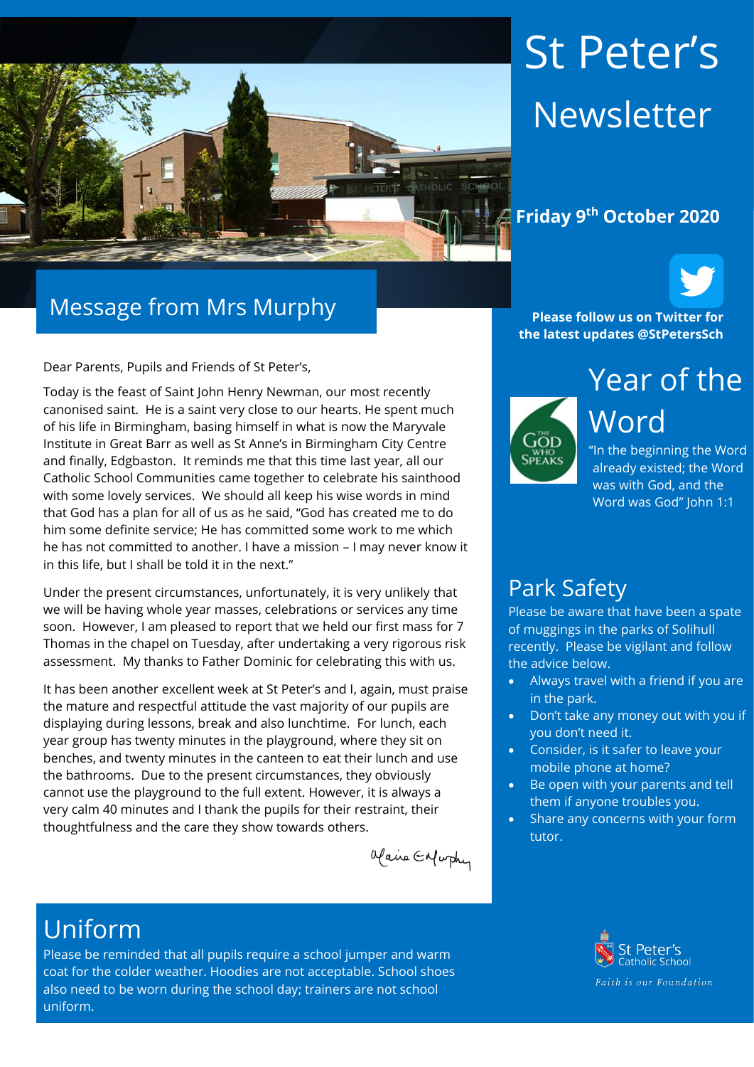# St Peter's Newsletter

**Friday 9th October 2020**

**Please follow us on Twitter for the latest updates @StPetersSch**

## Message from Mrs Murphy

Dear Parents, Pupils and Friends of St Peter's,

Today is the feast of Saint John Henry Newman, our most recently canonised saint. He is a saint very close to our hearts. He spent much of his life in Birmingham, basing himself in what is now the Maryvale Institute in Great Barr as well as St Anne's in Birmingham City Centre and finally, Edgbaston. It reminds me that this time last year, all our Catholic School Communities came together to celebrate his sainthood with some lovely services. We should all keep his wise words in mind that God has a plan for all of us as he said, "God has created me to do him some definite service; He has committed some work to me which he has not committed to another. I have a mission – I may never know it in this life, but I shall be told it in the next."

Under the present circumstances, unfortunately, it is very unlikely that we will be having whole year masses, celebrations or services any time soon. However, I am pleased to report that we held our first mass for 7 Thomas in the chapel on Tuesday, after undertaking a very rigorous risk assessment. My thanks to Father Dominic for celebrating this with us.

It has been another excellent week at St Peter's and I, again, must praise the mature and respectful attitude the vast majority of our pupils are displaying during lessons, break and also lunchtime. For lunch, each year group has twenty minutes in the playground, where they sit on benches, and twenty minutes in the canteen to eat their lunch and use the bathrooms. Due to the present circumstances, they obviously cannot use the playground to the full extent. However, it is always a very calm 40 minutes and I thank the pupils for their restraint, their thoughtfulness and the care they show towards others.

Elaine E Murphy

## Year of the Word

THE GOD WHO SPEAKS

"In the beginning the Word already existed; the Word was with God, and the Word was God" John 1:1

## Park Safety

Please be aware that have been a spate of muggings in the parks of Solihull recently. Please be vigilant and follow the advice below.

- Always travel with a friend if you are in the park.
- Don't take any money out with you if you don't need it.
- Consider, is it safer to leave your mobile phone at home?
- Be open with your parents and tell them if anyone troubles you.
- Share any concerns with your form tutor.

## Uniform

Please be reminded that all pupils require a school jumper and warm coat for the colder weather. Hoodies are not acceptable. School shoes also need to be worn during the school day; trainers are not school uniform.

St Peter's Catholic School

*Faith is our Foundation*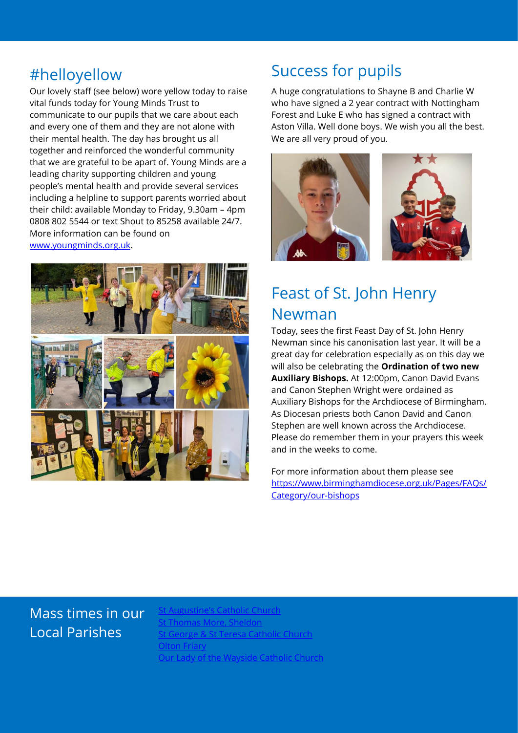## #helloyellow

Our lovely staff (see below) wore yellow today to raise vital funds today for Young Minds Trust to communicate to our pupils that we care about each and every one of them and they are not alone with their mental health. The day has brought us all together and reinforced the wonderful community that we are grateful to be apart of. Young Minds are a leading charity supporting children and young people's mental health and provide several services including a helpline to support parents worried about their child: available Monday to Friday, 9.30am – 4pm 0808 802 5544 or text Shout to 85258 available 24/7. More information can be found on [www.youngminds.org.uk](www.youngminds.org.uk).

## Success for pupils

A huge congratulations to Shayne B and Charlie W who have signed a 2 year contract with Nottingham Forest and Luke E who has signed a contract with Aston Villa. Well done boys. We wish you all the best. We are all very proud of you.

## Feast of St. John Henry Newman

Today, sees the first Feast Day of St. John Henry Newman since his canonisation last year. It will be a great day for celebration especially as on this day we will also be celebrating the **Ordination of two new Auxiliary Bishops.** At 12:00pm, Canon David Evans and Canon Stephen Wright were ordained as Auxiliary Bishops for the Archdiocese of Birmingham. As Diocesan priests both Canon David and Canon Stephen are well known across the Archdiocese. Please do remember them in your prayers this week and in the weeks to come.

For more information about them please see [https://www.birminghamdiocese.org.uk/Pages/FAQs/Category/our-bishops](https://www.birminghamdiocese.org.uk/Pages/FAQs/Category/our-bishops)

## Mass times in our Local Parishes

- St Augustine's Catholic Church
- St Thomas More, Sheldon
- St George & St Teresa Catholic Church
- Olton Friary
- Our Lady of the Wayside Catholic Church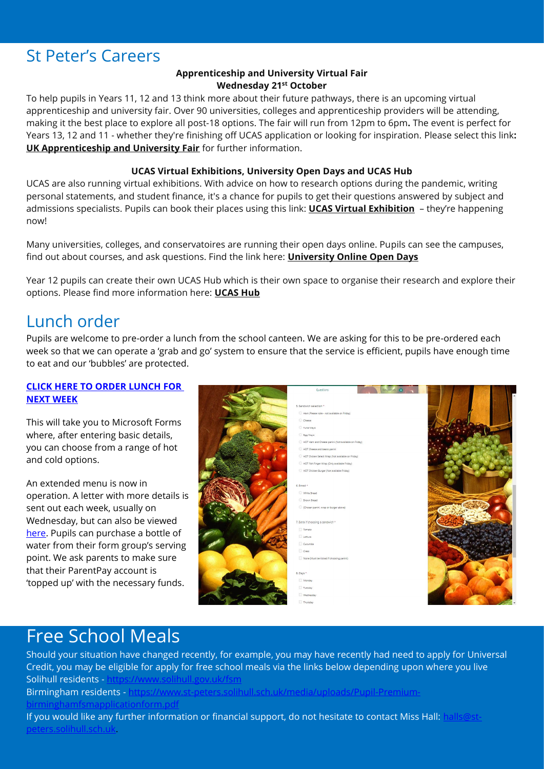# St Peter's Careers

**Apprenticeship and University Virtual Fair**
**Wednesday 21st October**

To help pupils in Years 11, 12 and 13 think more about their future pathways, there is an upcoming virtual apprenticeship and university fair. Over 90 universities, colleges and apprenticeship providers will be attending, making it the best place to explore all post-18 options. The fair will run from 12pm to 6pm**.** The event is perfect for Years 13, 12 and 11 - whether they're finishing off UCAS application or looking for inspiration. Please select this link**:** **UK Apprenticeship and University Fair** for further information.

**UCAS Virtual Exhibitions, University Open Days and UCAS Hub**

UCAS are also running virtual exhibitions. With advice on how to research options during the pandemic, writing personal statements, and student finance, it's a chance for pupils to get their questions answered by subject and admissions specialists. Pupils can book their places using this link: **UCAS Virtual Exhibition** – they're happening now!

Many universities, colleges, and conservatoires are running their open days online. Pupils can see the campuses, find out about courses, and ask questions. Find the link here: **University Online Open Days**

Year 12 pupils can create their own UCAS Hub which is their own space to organise their research and explore their options. Please find more information here: **UCAS Hub**

# Lunch order

Pupils are welcome to pre-order a lunch from the school canteen. We are asking for this to be pre-ordered each week so that we can operate a 'grab and go' system to ensure that the service is efficient, pupils have enough time to eat and our 'bubbles' are protected.

**CLICK HERE TO ORDER LUNCH FOR NEXT WEEK**

This will take you to Microsoft Forms where, after entering basic details, you can choose from a range of hot and cold options.

An extended menu is now in operation. A letter with more details is sent out each week, usually on Wednesday, but can also be viewed here. Pupils can purchase a bottle of water from their form group's serving point. We ask parents to make sure that their ParentPay account is 'topped up' with the necessary funds.

# Free School Meals

Should your situation have changed recently, for example, you may have recently had need to apply for Universal Credit, you may be eligible for apply for free school meals via the links below depending upon where you live

Solihull residents - https://www.solihull.gov.uk/fsm

Birmingham residents - https://www.st-peters.solihull.sch.uk/media/uploads/Pupil-Premium-birminghamfsmapplicationform.pdf

If you would like any further information or financial support, do not hesitate to contact Miss Hall: halls@st-peters.solihull.sch.uk.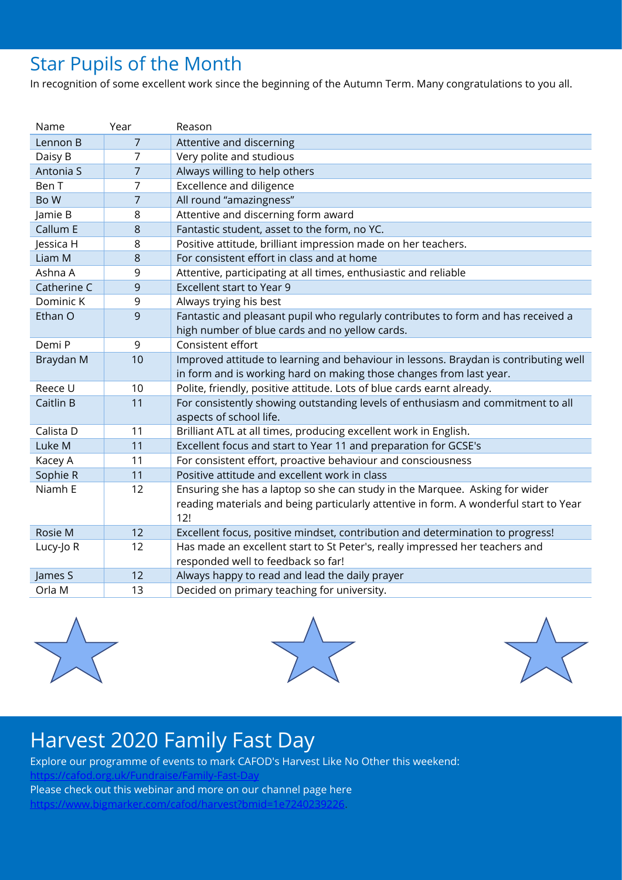## Star Pupils of the Month

In recognition of some excellent work since the beginning of the Autumn Term. Many congratulations to you all.

| Name | Year | Reason |
| --- | --- | --- |
| Lennon B | 7 | Attentive and discerning |
| Daisy B | 7 | Very polite and studious |
| Antonia S | 7 | Always willing to help others |
| Ben T | 7 | Excellence and diligence |
| Bo W | 7 | All round "amazingness" |
| Jamie B | 8 | Attentive and discerning form award |
| Callum E | 8 | Fantastic student, asset to the form, no YC. |
| Jessica H | 8 | Positive attitude, brilliant impression made on her teachers. |
| Liam M | 8 | For consistent effort in class and at home |
| Ashna A | 9 | Attentive, participating at all times, enthusiastic and reliable |
| Catherine C | 9 | Excellent start to Year 9 |
| Dominic K | 9 | Always trying his best |
| Ethan O | 9 | Fantastic and pleasant pupil who regularly contributes to form and has received a high number of blue cards and no yellow cards. |
| Demi P | 9 | Consistent effort |
| Braydan M | 10 | Improved attitude to learning and behaviour in lessons. Braydan is contributing well in form and is working hard on making those changes from last year. |
| Reece U | 10 | Polite, friendly, positive attitude. Lots of blue cards earnt already. |
| Caitlin B | 11 | For consistently showing outstanding levels of enthusiasm and commitment to all aspects of school life. |
| Calista D | 11 | Brilliant ATL at all times, producing excellent work in English. |
| Luke M | 11 | Excellent focus and start to Year 11 and preparation for GCSE's |
| Kacey A | 11 | For consistent effort, proactive behaviour and consciousness |
| Sophie R | 11 | Positive attitude and excellent work in class |
| Niamh E | 12 | Ensuring she has a laptop so she can study in the Marquee. Asking for wider reading materials and being particularly attentive in form. A wonderful start to Year 12! |
| Rosie M | 12 | Excellent focus, positive mindset, contribution and determination to progress! |
| Lucy-Jo R | 12 | Has made an excellent start to St Peter's, really impressed her teachers and responded well to feedback so far! |
| James S | 12 | Always happy to read and lead the daily prayer |
| Orla M | 13 | Decided on primary teaching for university. |

## Harvest 2020 Family Fast Day

Explore our programme of events to mark CAFOD's Harvest Like No Other this weekend:
https://cafod.org.uk/Fundraise/Family-Fast-Day
Please check out this webinar and more on our channel page here
https://www.bigmarker.com/cafod/harvest?bmid=1e7240239226.